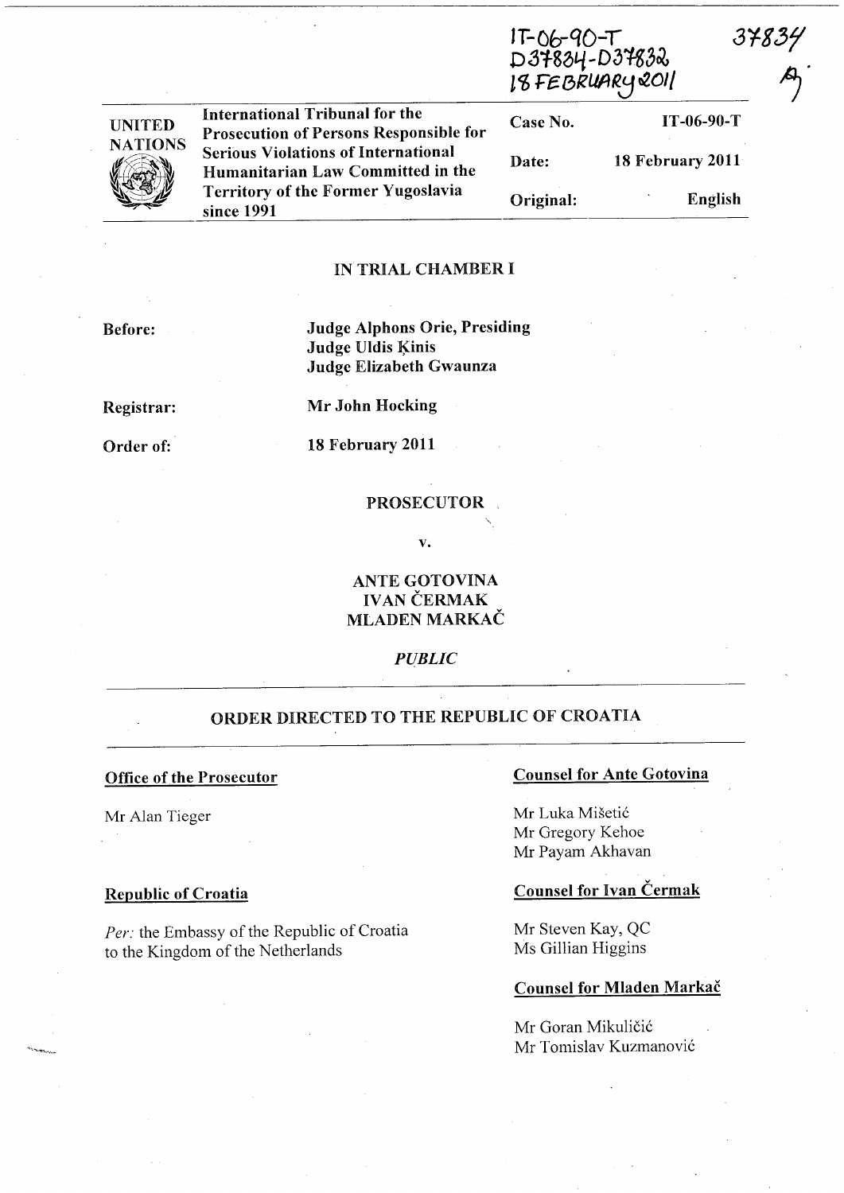IT-06-90-T
D37834-D37832
18 FEBRUARY 2011

37834

| UNITED NATIONS | International Tribunal for the Prosecution of Persons Responsible for Serious Violations of International Humanitarian Law Committed in the Territory of the Former Yugoslavia since 1991 | Case No. | IT-06-90-T |
| --- | --- | --- | --- |
| | | Date: | 18 February 2011 |
| | | Original: | English |

## IN TRIAL CHAMBER I

**Before:** **Judge Alphons Orie, Presiding**
**Judge Uldis Ķinis**
**Judge Elizabeth Gwaunza**

**Registrar:** **Mr John Hocking**

**Order of:** **18 February 2011**

**PROSECUTOR**

**v.**

**ANTE GOTOVINA**
**IVAN ČERMAK**
**MLADEN MARKAČ**

***PUBLIC***

## ORDER DIRECTED TO THE REPUBLIC OF CROATIA

**Office of the Prosecutor**

Mr Alan Tieger

**Republic of Croatia**

*Per:* the Embassy of the Republic of Croatia to the Kingdom of the Netherlands

**Counsel for Ante Gotovina**

Mr Luka Mišetić
Mr Gregory Kehoe
Mr Payam Akhavan

**Counsel for Ivan Čermak**

Mr Steven Kay, QC
Ms Gillian Higgins

**Counsel for Mladen Markač**

Mr Goran Mikuličić
Mr Tomislav Kuzmanović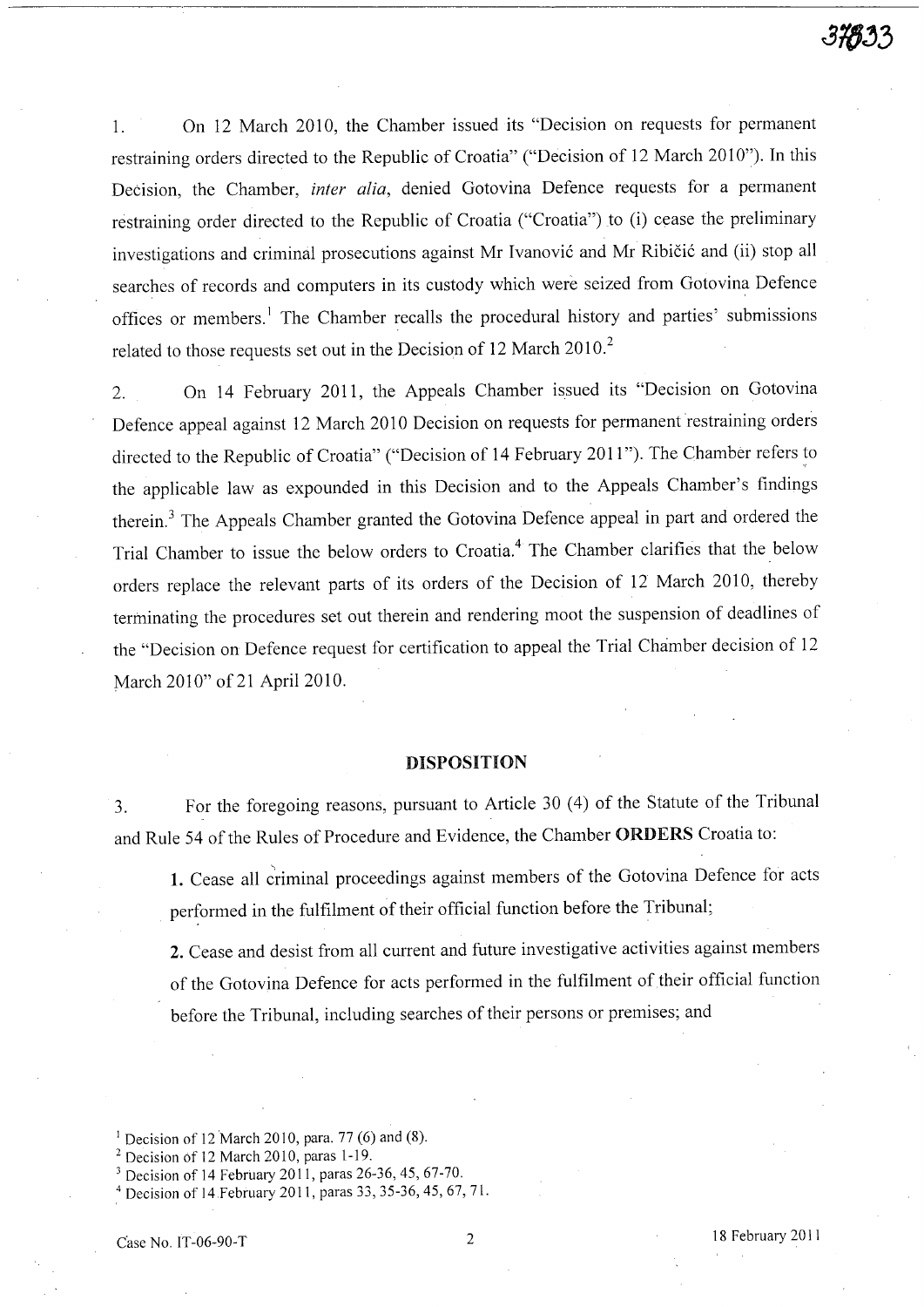1. On 12 March 2010, the Chamber issued its "Decision on requests for permanent restraining orders directed to the Republic of Croatia" ("Decision of 12 March 2010"). In this Decision, the Chamber, *inter alia*, denied Gotovina Defence requests for a permanent restraining order directed to the Republic of Croatia ("Croatia") to (i) cease the preliminary investigations and criminal prosecutions against Mr Ivanović and Mr Ribičić and (ii) stop all searches of records and computers in its custody which were seized from Gotovina Defence offices or members.[1] The Chamber recalls the procedural history and parties' submissions related to those requests set out in the Decision of 12 March 2010.[2]

2. On 14 February 2011, the Appeals Chamber issued its "Decision on Gotovina Defence appeal against 12 March 2010 Decision on requests for permanent restraining orders directed to the Republic of Croatia" ("Decision of 14 February 2011"). The Chamber refers to the applicable law as expounded in this Decision and to the Appeals Chamber's findings therein.[3] The Appeals Chamber granted the Gotovina Defence appeal in part and ordered the Trial Chamber to issue the below orders to Croatia.[4] The Chamber clarifies that the below orders replace the relevant parts of its orders of the Decision of 12 March 2010, thereby terminating the procedures set out therein and rendering moot the suspension of deadlines of the "Decision on Defence request for certification to appeal the Trial Chamber decision of 12 March 2010" of 21 April 2010.

## DISPOSITION

3. For the foregoing reasons, pursuant to Article 30 (4) of the Statute of the Tribunal and Rule 54 of the Rules of Procedure and Evidence, the Chamber **ORDERS** Croatia to:

   **1.** Cease all criminal proceedings against members of the Gotovina Defence for acts performed in the fulfilment of their official function before the Tribunal;

   **2.** Cease and desist from all current and future investigative activities against members of the Gotovina Defence for acts performed in the fulfilment of their official function before the Tribunal, including searches of their persons or premises; and

---

[1] Decision of 12 March 2010, para. 77 (6) and (8).

[2] Decision of 12 March 2010, paras 1-19.

[3] Decision of 14 February 2011, paras 26-36, 45, 67-70.

[4] Decision of 14 February 2011, paras 33, 35-36, 45, 67, 71.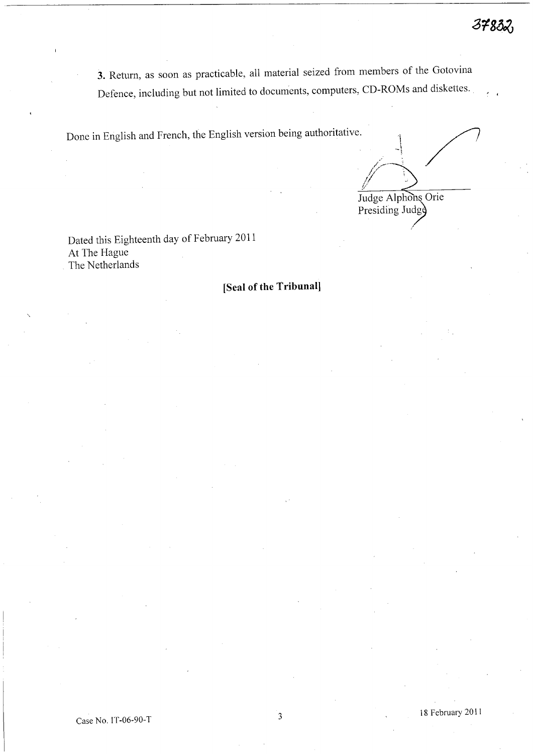3. Return, as soon as practicable, all material seized from members of the Gotovina Defence, including but not limited to documents, computers, CD-ROMs and diskettes.

Done in English and French, the English version being authoritative.

Judge Alphons Orie
Presiding Judge

Dated this Eighteenth day of February 2011
At The Hague
The Netherlands

**[Seal of the Tribunal]**